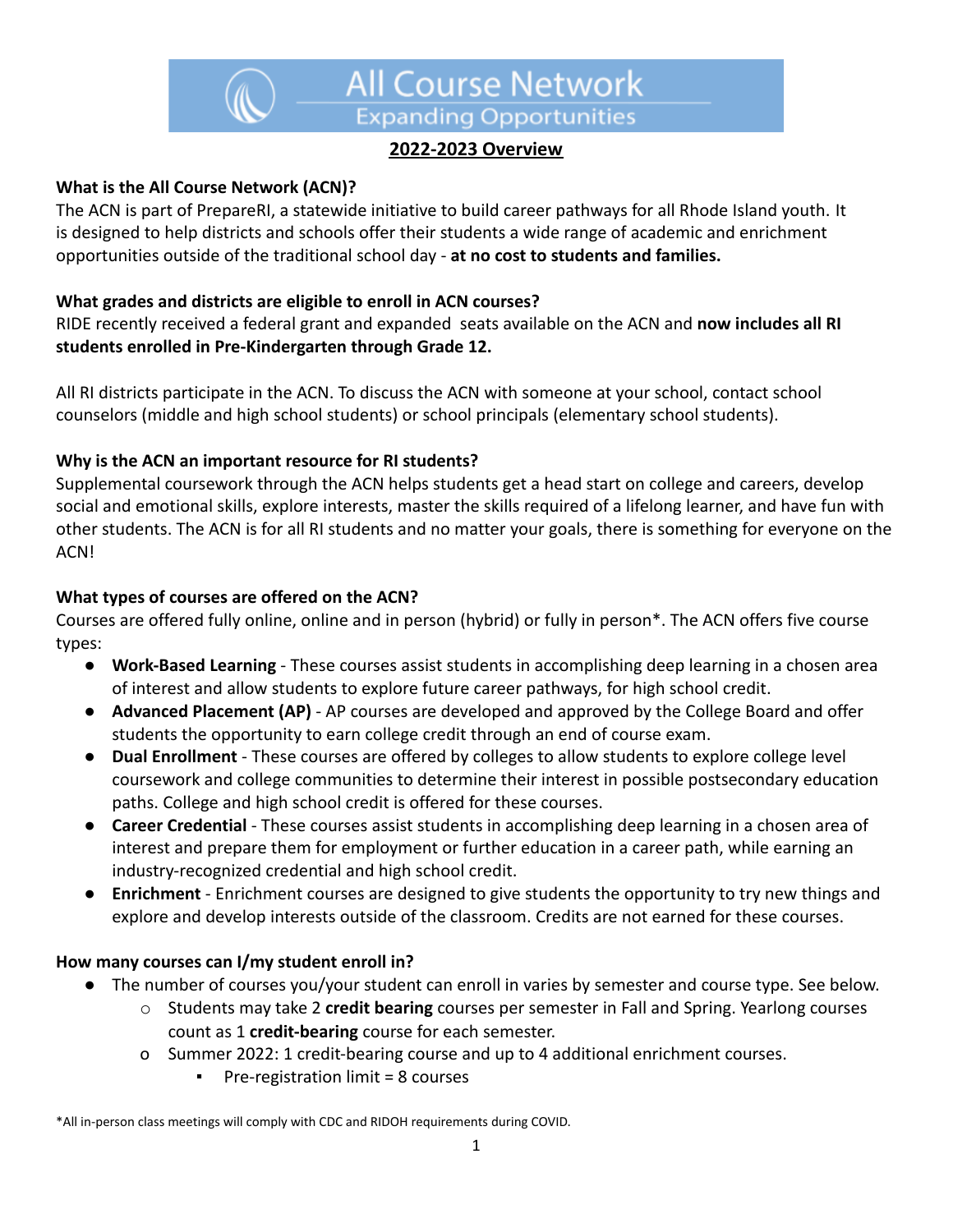# All Course Network

## Expanding Opportunities

**2022-2023 Overview**

**What is the All Course Network (ACN)?**

The ACN is part of PrepareRI, a statewide initiative to build career pathways for all Rhode Island youth. It is designed to help districts and schools offer their students a wide range of academic and enrichment opportunities outside of the traditional school day - **at no cost to students and families.**

**What grades and districts are eligible to enroll in ACN courses?**

RIDE recently received a federal grant and expanded seats available on the ACN and **now includes all RI students enrolled in Pre-Kindergarten through Grade 12.**

All RI districts participate in the ACN. To discuss the ACN with someone at your school, contact school counselors (middle and high school students) or school principals (elementary school students).

**Why is the ACN an important resource for RI students?**

Supplemental coursework through the ACN helps students get a head start on college and careers, develop social and emotional skills, explore interests, master the skills required of a lifelong learner, and have fun with other students. The ACN is for all RI students and no matter your goals, there is something for everyone on the ACN!

**What types of courses are offered on the ACN?**

Courses are offered fully online, online and in person (hybrid) or fully in person*. The ACN offers five course types:

- **Work-Based Learning** - These courses assist students in accomplishing deep learning in a chosen area of interest and allow students to explore future career pathways, for high school credit.
- **Advanced Placement (AP)** - AP courses are developed and approved by the College Board and offer students the opportunity to earn college credit through an end of course exam.
- **Dual Enrollment** - These courses are offered by colleges to allow students to explore college level coursework and college communities to determine their interest in possible postsecondary education paths. College and high school credit is offered for these courses.
- **Career Credential** - These courses assist students in accomplishing deep learning in a chosen area of interest and prepare them for employment or further education in a career path, while earning an industry-recognized credential and high school credit.
- **Enrichment** - Enrichment courses are designed to give students the opportunity to try new things and explore and develop interests outside of the classroom. Credits are not earned for these courses.

**How many courses can I/my student enroll in?**

- The number of courses you/your student can enroll in varies by semester and course type. See below.
  - Students may take 2 **credit bearing** courses per semester in Fall and Spring. Yearlong courses count as 1 **credit-bearing** course for each semester.
  - Summer 2022: 1 credit-bearing course and up to 4 additional enrichment courses.
    - Pre-registration limit = 8 courses

*All in-person class meetings will comply with CDC and RIDOH requirements during COVID.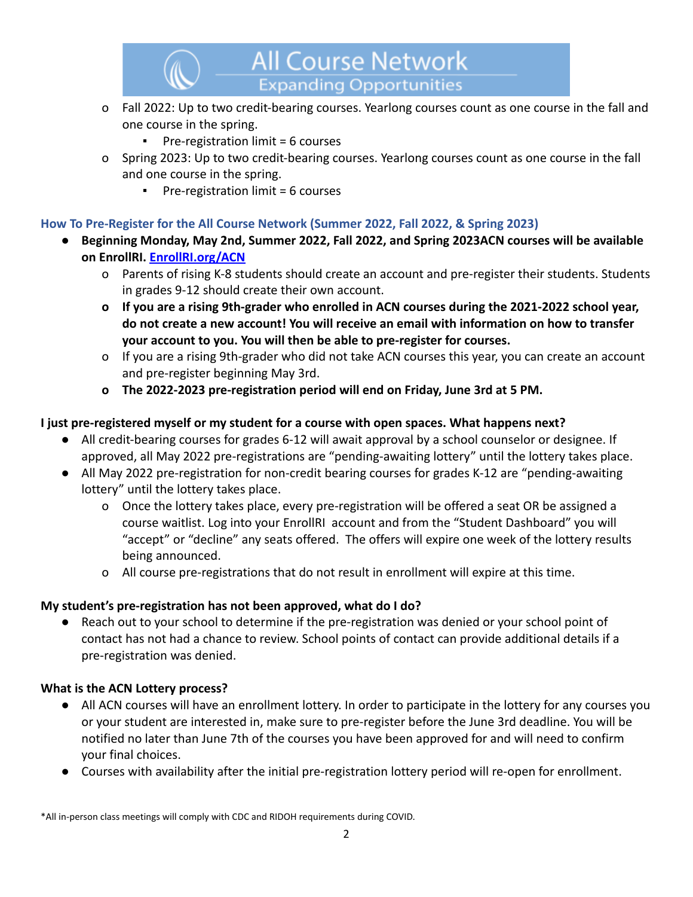- Fall 2022: Up to two credit-bearing courses. Yearlong courses count as one course in the fall and one course in the spring.
  - Pre-registration limit = 6 courses
- Spring 2023: Up to two credit-bearing courses. Yearlong courses count as one course in the fall and one course in the spring.
  - Pre-registration limit = 6 courses

### How To Pre-Register for the All Course Network (Summer 2022, Fall 2022, & Spring 2023)

- **Beginning Monday, May 2nd, Summer 2022, Fall 2022, and Spring 2023ACN courses will be available on EnrollRI. [EnrollRI.org/ACN](EnrollRI.org/ACN)**
  - Parents of rising K-8 students should create an account and pre-register their students. Students in grades 9-12 should create their own account.
  - **If you are a rising 9th-grader who enrolled in ACN courses during the 2021-2022 school year, do not create a new account! You will receive an email with information on how to transfer your account to you. You will then be able to pre-register for courses.**
  - If you are a rising 9th-grader who did not take ACN courses this year, you can create an account and pre-register beginning May 3rd.
  - **The 2022-2023 pre-registration period will end on Friday, June 3rd at 5 PM.**

**I just pre-registered myself or my student for a course with open spaces. What happens next?**

- All credit-bearing courses for grades 6-12 will await approval by a school counselor or designee. If approved, all May 2022 pre-registrations are "pending-awaiting lottery" until the lottery takes place.
- All May 2022 pre-registration for non-credit bearing courses for grades K-12 are "pending-awaiting lottery" until the lottery takes place.
  - Once the lottery takes place, every pre-registration will be offered a seat OR be assigned a course waitlist. Log into your EnrollRI account and from the "Student Dashboard" you will "accept" or "decline" any seats offered. The offers will expire one week of the lottery results being announced.
  - All course pre-registrations that do not result in enrollment will expire at this time.

**My student's pre-registration has not been approved, what do I do?**

- Reach out to your school to determine if the pre-registration was denied or your school point of contact has not had a chance to review. School points of contact can provide additional details if a pre-registration was denied.

**What is the ACN Lottery process?**

- All ACN courses will have an enrollment lottery. In order to participate in the lottery for any courses you or your student are interested in, make sure to pre-register before the June 3rd deadline. You will be notified no later than June 7th of the courses you have been approved for and will need to confirm your final choices.
- Courses with availability after the initial pre-registration lottery period will re-open for enrollment.

*All in-person class meetings will comply with CDC and RIDOH requirements during COVID.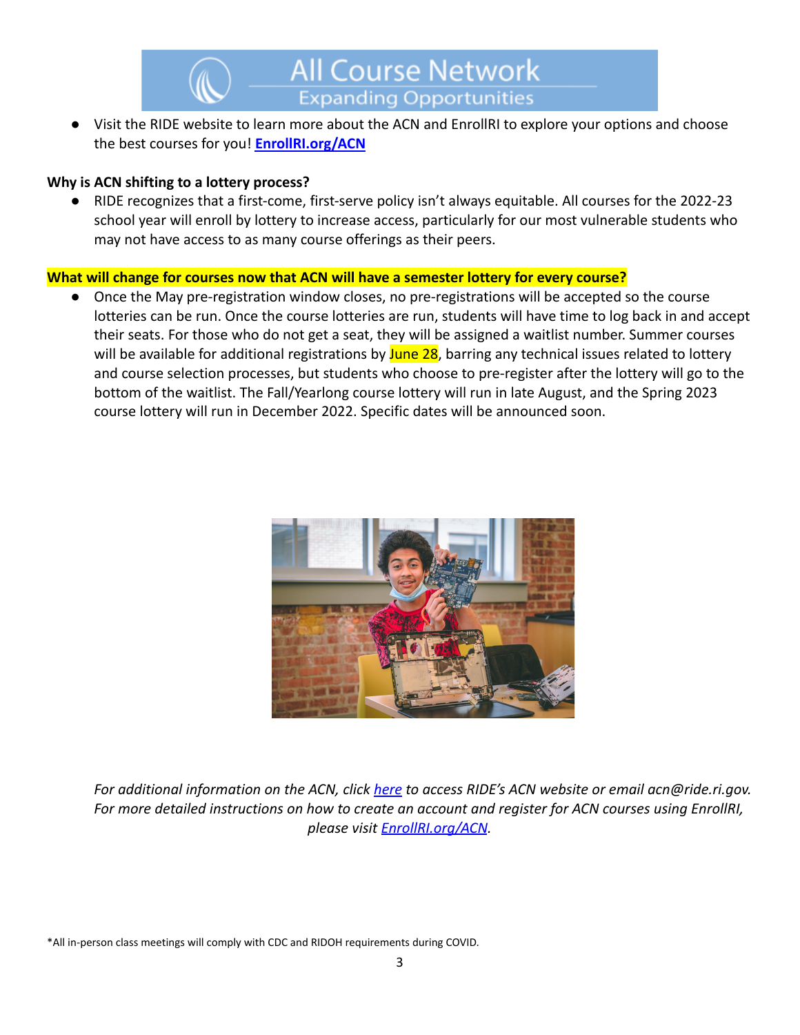All Course Network
Expanding Opportunities

- Visit the RIDE website to learn more about the ACN and EnrollRI to explore your options and choose the best courses for you! **[EnrollRI.org/ACN](EnrollRI.org/ACN)**

**Why is ACN shifting to a lottery process?**

- RIDE recognizes that a first-come, first-serve policy isn't always equitable. All courses for the 2022-23 school year will enroll by lottery to increase access, particularly for our most vulnerable students who may not have access to as many course offerings as their peers.

**What will change for courses now that ACN will have a semester lottery for every course?**

- Once the May pre-registration window closes, no pre-registrations will be accepted so the course lotteries can be run. Once the course lotteries are run, students will have time to log back in and accept their seats. For those who do not get a seat, they will be assigned a waitlist number. Summer courses will be available for additional registrations by June 28, barring any technical issues related to lottery and course selection processes, but students who choose to pre-register after the lottery will go to the bottom of the waitlist. The Fall/Yearlong course lottery will run in late August, and the Spring 2023 course lottery will run in December 2022. Specific dates will be announced soon.

*For additional information on the ACN, click here to access RIDE's ACN website or email acn@ride.ri.gov. For more detailed instructions on how to create an account and register for ACN courses using EnrollRI, please visit EnrollRI.org/ACN.*

*All in-person class meetings will comply with CDC and RIDOH requirements during COVID.